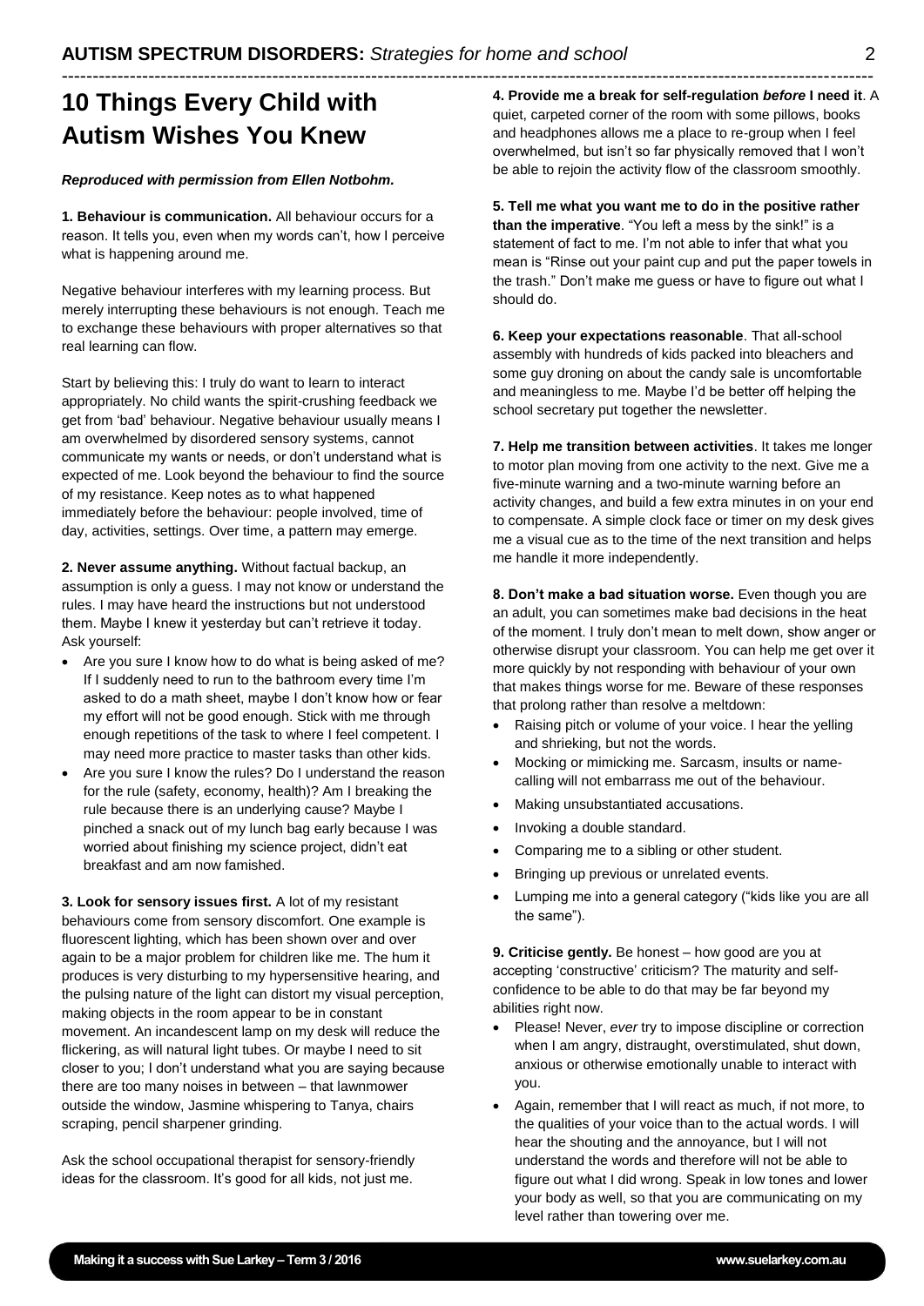# 10 Things Every Child with Autism Wishes You Knew

***Reproduced with permission from Ellen Notbohm.***

**1. Behaviour is communication.** All behaviour occurs for a reason. It tells you, even when my words can't, how I perceive what is happening around me.

Negative behaviour interferes with my learning process. But merely interrupting these behaviours is not enough. Teach me to exchange these behaviours with proper alternatives so that real learning can flow.

Start by believing this: I truly do want to learn to interact appropriately. No child wants the spirit-crushing feedback we get from 'bad' behaviour. Negative behaviour usually means I am overwhelmed by disordered sensory systems, cannot communicate my wants or needs, or don't understand what is expected of me. Look beyond the behaviour to find the source of my resistance. Keep notes as to what happened immediately before the behaviour: people involved, time of day, activities, settings. Over time, a pattern may emerge.

**2. Never assume anything.** Without factual backup, an assumption is only a guess. I may not know or understand the rules. I may have heard the instructions but not understood them. Maybe I knew it yesterday but can't retrieve it today. Ask yourself:

- Are you sure I know how to do what is being asked of me? If I suddenly need to run to the bathroom every time I'm asked to do a math sheet, maybe I don't know how or fear my effort will not be good enough. Stick with me through enough repetitions of the task to where I feel competent. I may need more practice to master tasks than other kids.
- Are you sure I know the rules? Do I understand the reason for the rule (safety, economy, health)? Am I breaking the rule because there is an underlying cause? Maybe I pinched a snack out of my lunch bag early because I was worried about finishing my science project, didn't eat breakfast and am now famished.

**3. Look for sensory issues first.** A lot of my resistant behaviours come from sensory discomfort. One example is fluorescent lighting, which has been shown over and over again to be a major problem for children like me. The hum it produces is very disturbing to my hypersensitive hearing, and the pulsing nature of the light can distort my visual perception, making objects in the room appear to be in constant movement. An incandescent lamp on my desk will reduce the flickering, as will natural light tubes. Or maybe I need to sit closer to you; I don't understand what you are saying because there are too many noises in between – that lawnmower outside the window, Jasmine whispering to Tanya, chairs scraping, pencil sharpener grinding.

Ask the school occupational therapist for sensory-friendly ideas for the classroom. It's good for all kids, not just me.

**4. Provide me a break for self-regulation *before* I need it**. A quiet, carpeted corner of the room with some pillows, books and headphones allows me a place to re-group when I feel overwhelmed, but isn't so far physically removed that I won't be able to rejoin the activity flow of the classroom smoothly.

**5. Tell me what you want me to do in the positive rather than the imperative**. "You left a mess by the sink!" is a statement of fact to me. I'm not able to infer that what you mean is "Rinse out your paint cup and put the paper towels in the trash." Don't make me guess or have to figure out what I should do.

**6. Keep your expectations reasonable**. That all-school assembly with hundreds of kids packed into bleachers and some guy droning on about the candy sale is uncomfortable and meaningless to me. Maybe I'd be better off helping the school secretary put together the newsletter.

**7. Help me transition between activities**. It takes me longer to motor plan moving from one activity to the next. Give me a five-minute warning and a two-minute warning before an activity changes, and build a few extra minutes in on your end to compensate. A simple clock face or timer on my desk gives me a visual cue as to the time of the next transition and helps me handle it more independently.

**8. Don't make a bad situation worse.** Even though you are an adult, you can sometimes make bad decisions in the heat of the moment. I truly don't mean to melt down, show anger or otherwise disrupt your classroom. You can help me get over it more quickly by not responding with behaviour of your own that makes things worse for me. Beware of these responses that prolong rather than resolve a meltdown:

- Raising pitch or volume of your voice. I hear the yelling and shrieking, but not the words.
- Mocking or mimicking me. Sarcasm, insults or name-calling will not embarrass me out of the behaviour.
- Making unsubstantiated accusations.
- Invoking a double standard.
- Comparing me to a sibling or other student.
- Bringing up previous or unrelated events.
- Lumping me into a general category ("kids like you are all the same").

**9. Criticise gently.** Be honest – how good are you at accepting 'constructive' criticism? The maturity and self-confidence to be able to do that may be far beyond my abilities right now.

- Please! Never, *ever* try to impose discipline or correction when I am angry, distraught, overstimulated, shut down, anxious or otherwise emotionally unable to interact with you.
- Again, remember that I will react as much, if not more, to the qualities of your voice than to the actual words. I will hear the shouting and the annoyance, but I will not understand the words and therefore will not be able to figure out what I did wrong. Speak in low tones and lower your body as well, so that you are communicating on my level rather than towering over me.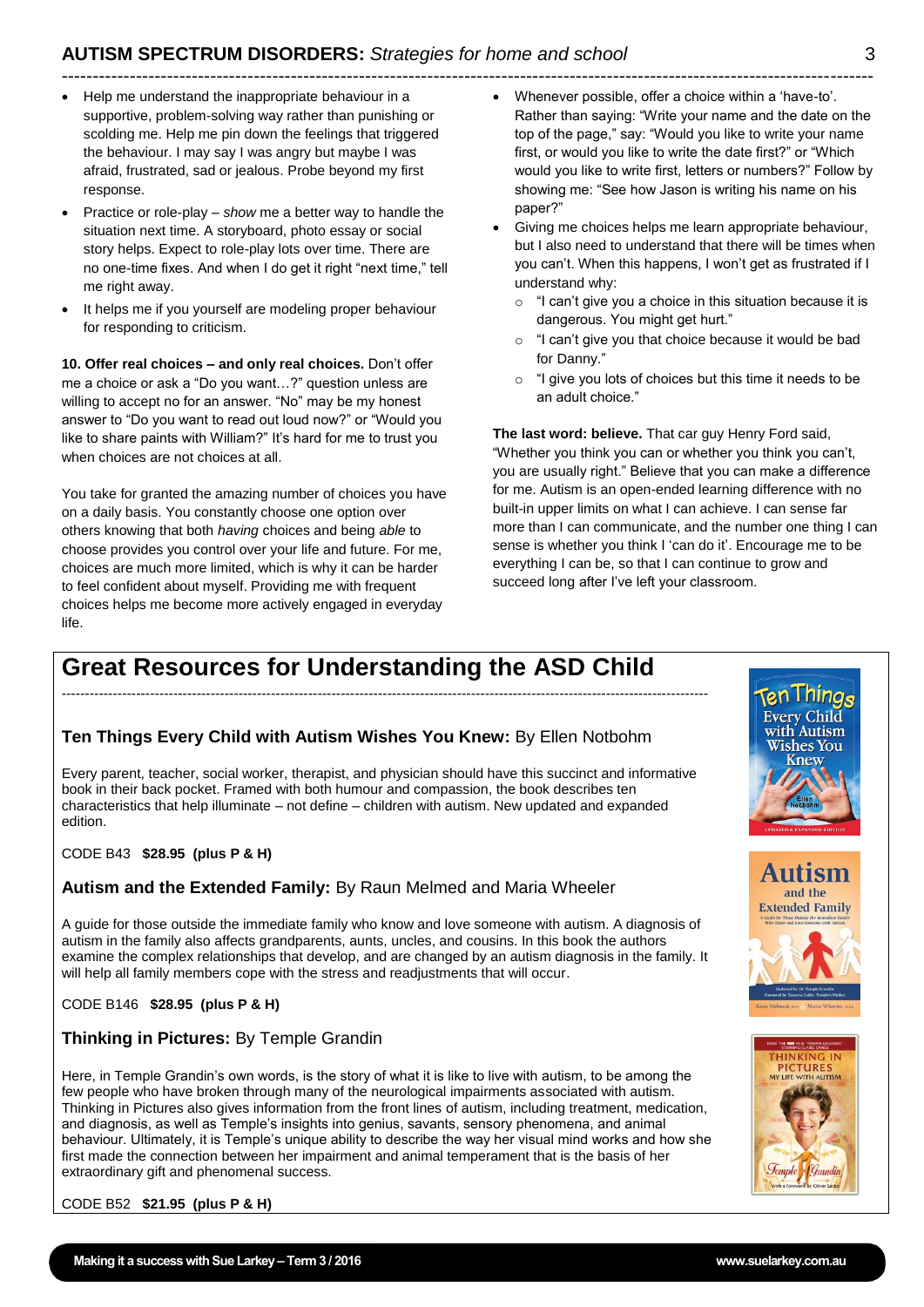- Help me understand the inappropriate behaviour in a supportive, problem-solving way rather than punishing or scolding me. Help me pin down the feelings that triggered the behaviour. I may say I was angry but maybe I was afraid, frustrated, sad or jealous. Probe beyond my first response.
- Practice or role-play – *show* me a better way to handle the situation next time. A storyboard, photo essay or social story helps. Expect to role-play lots over time. There are no one-time fixes. And when I do get it right "next time," tell me right away.
- It helps me if you yourself are modeling proper behaviour for responding to criticism.

**10. Offer real choices – and only real choices.** Don't offer me a choice or ask a "Do you want…?" question unless are willing to accept no for an answer. "No" may be my honest answer to "Do you want to read out loud now?" or "Would you like to share paints with William?" It's hard for me to trust you when choices are not choices at all.

You take for granted the amazing number of choices you have on a daily basis. You constantly choose one option over others knowing that both *having* choices and being *able* to choose provides you control over your life and future. For me, choices are much more limited, which is why it can be harder to feel confident about myself. Providing me with frequent choices helps me become more actively engaged in everyday life.

- Whenever possible, offer a choice within a 'have-to'. Rather than saying: "Write your name and the date on the top of the page," say: "Would you like to write your name first, or would you like to write the date first?" or "Which would you like to write first, letters or numbers?" Follow by showing me: "See how Jason is writing his name on his paper?"
- Giving me choices helps me learn appropriate behaviour, but I also need to understand that there will be times when you can't. When this happens, I won't get as frustrated if I understand why:
  - "I can't give you a choice in this situation because it is dangerous. You might get hurt."
  - "I can't give you that choice because it would be bad for Danny."
  - "I give you lots of choices but this time it needs to be an adult choice."

**The last word: believe.** That car guy Henry Ford said, "Whether you think you can or whether you think you can't, you are usually right." Believe that you can make a difference for me. Autism is an open-ended learning difference with no built-in upper limits on what I can achieve. I can sense far more than I can communicate, and the number one thing I can sense is whether you think I 'can do it'. Encourage me to be everything I can be, so that I can continue to grow and succeed long after I've left your classroom.

# Great Resources for Understanding the ASD Child

### Ten Things Every Child with Autism Wishes You Knew: By Ellen Notbohm

Every parent, teacher, social worker, therapist, and physician should have this succinct and informative book in their back pocket. Framed with both humour and compassion, the book describes ten characteristics that help illuminate – not define – children with autism. New updated and expanded edition.

CODE B43 **$28.95 (plus P & H)**

### Autism and the Extended Family: By Raun Melmed and Maria Wheeler

A guide for those outside the immediate family who know and love someone with autism. A diagnosis of autism in the family also affects grandparents, aunts, uncles, and cousins. In this book the authors examine the complex relationships that develop, and are changed by an autism diagnosis in the family. It will help all family members cope with the stress and readjustments that will occur.

CODE B146 **$28.95 (plus P & H)**

### Thinking in Pictures: By Temple Grandin

Here, in Temple Grandin's own words, is the story of what it is like to live with autism, to be among the few people who have broken through many of the neurological impairments associated with autism. Thinking in Pictures also gives information from the front lines of autism, including treatment, medication, and diagnosis, as well as Temple's insights into genius, savants, sensory phenomena, and animal behaviour. Ultimately, it is Temple's unique ability to describe the way her visual mind works and how she first made the connection between her impairment and animal temperament that is the basis of her extraordinary gift and phenomenal success.

CODE B52 **$21.95 (plus P & H)**